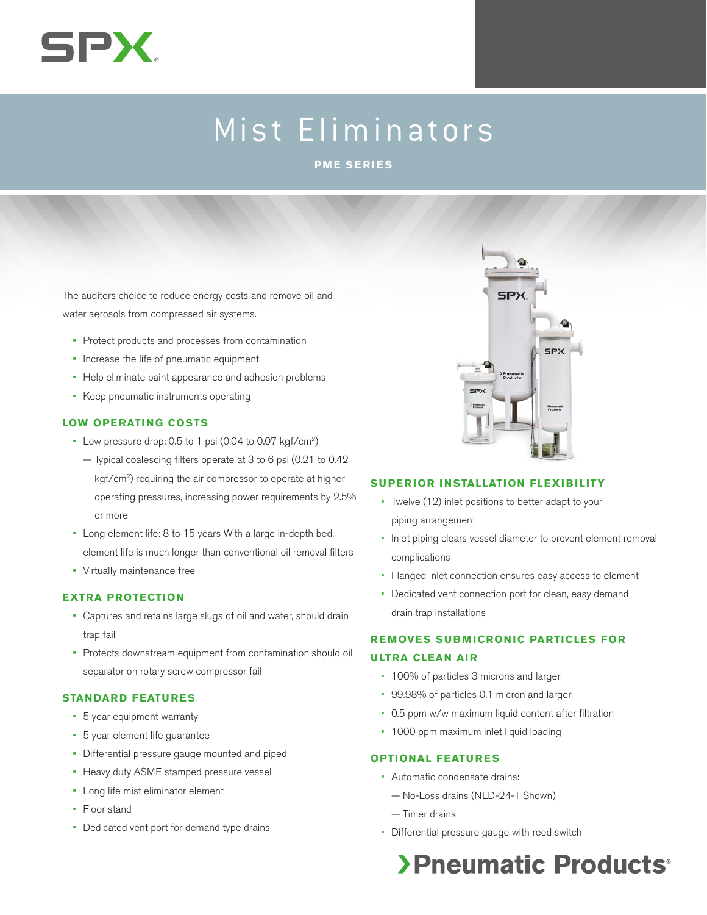SPX

# Mist Eliminators

**PME SERIES**

The auditors choice to reduce energy costs and remove oil and water aerosols from compressed air systems.

- Protect products and processes from contamination
- Increase the life of pneumatic equipment
- Help eliminate paint appearance and adhesion problems
- Keep pneumatic instruments operating

## LOW OPERATING COSTS

- Low pressure drop: 0.5 to 1 psi (0.04 to 0.07 kgf/cm$^2$)
  - — Typical coalescing filters operate at 3 to 6 psi (0.21 to 0.42 kgf/cm$^2$) requiring the air compressor to operate at higher operating pressures, increasing power requirements by 2.5% or more
- Long element life: 8 to 15 years With a large in-depth bed, element life is much longer than conventional oil removal filters
- Virtually maintenance free

## EXTRA PROTECTION

- Captures and retains large slugs of oil and water, should drain trap fail
- Protects downstream equipment from contamination should oil separator on rotary screw compressor fail

## STANDARD FEATURES

- 5 year equipment warranty
- 5 year element life guarantee
- Differential pressure gauge mounted and piped
- Heavy duty ASME stamped pressure vessel
- Long life mist eliminator element
- Floor stand
- Dedicated vent port for demand type drains

## SUPERIOR INSTALLATION FLEXIBILITY

- Twelve (12) inlet positions to better adapt to your piping arrangement
- Inlet piping clears vessel diameter to prevent element removal complications
- Flanged inlet connection ensures easy access to element
- Dedicated vent connection port for clean, easy demand drain trap installations

## REMOVES SUBMICRONIC PARTICLES FOR ULTRA CLEAN AIR

- 100% of particles 3 microns and larger
- 99.98% of particles 0.1 micron and larger
- 0.5 ppm w/w maximum liquid content after filtration
- 1000 ppm maximum inlet liquid loading

## OPTIONAL FEATURES

- Automatic condensate drains:
  - — No-Loss drains (NLD-24-T Shown)
  - — Timer drains
- Differential pressure gauge with reed switch

›Pneumatic Products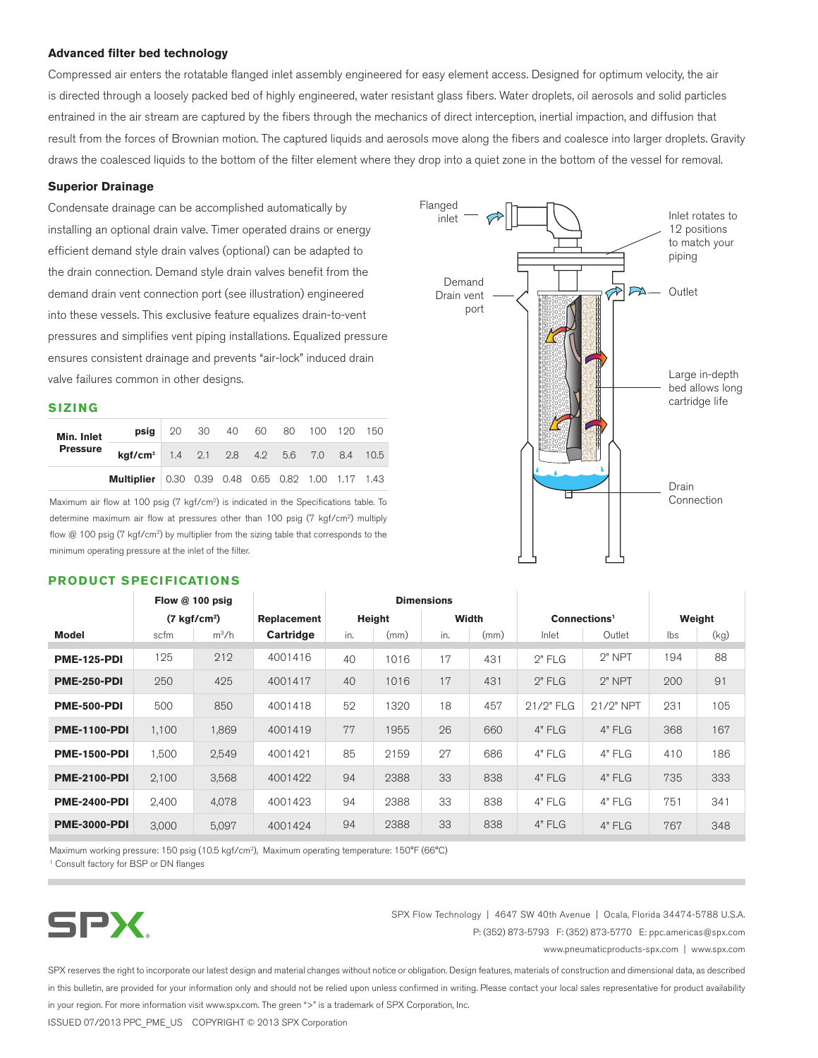### Advanced filter bed technology

Compressed air enters the rotatable flanged inlet assembly engineered for easy element access. Designed for optimum velocity, the air is directed through a loosely packed bed of highly engineered, water resistant glass fibers. Water droplets, oil aerosols and solid particles entrained in the air stream are captured by the fibers through the mechanics of direct interception, inertial impaction, and diffusion that result from the forces of Brownian motion. The captured liquids and aerosols move along the fibers and coalesce into larger droplets. Gravity draws the coalesced liquids to the bottom of the filter element where they drop into a quiet zone in the bottom of the vessel for removal.

### Superior Drainage

Condensate drainage can be accomplished automatically by installing an optional drain valve. Timer operated drains or energy efficient demand style drain valves (optional) can be adapted to the drain connection. Demand style drain valves benefit from the demand drain vent connection port (see illustration) engineered into these vessels. This exclusive feature equalizes drain-to-vent pressures and simplifies vent piping installations. Equalized pressure ensures consistent drainage and prevents "air-lock" induced drain valve failures common in other designs.

Flanged inlet

Inlet rotates to 12 positions to match your piping

Demand Drain vent port

Outlet

Large in-depth bed allows long cartridge life

Drain Connection

## SIZING

| Min. Inlet Pressure | psig | 20 | 30 | 40 | 60 | 80 | 100 | 120 | 150 |
|---|---|---|---|---|---|---|---|---|---|
| | kgf/cm² | 1.4 | 2.1 | 2.8 | 4.2 | 5.6 | 7.0 | 8.4 | 10.5 |
| | Multiplier | 0.30 | 0.39 | 0.48 | 0.65 | 0.82 | 1.00 | 1.17 | 1.43 |

Maximum air flow at 100 psig (7 kgf/cm²) is indicated in the Specifications table. To determine maximum air flow at pressures other than 100 psig (7 kgf/cm²) multiply flow @ 100 psig (7 kgf/cm²) by multiplier from the sizing table that corresponds to the minimum operating pressure at the inlet of the filter.

## PRODUCT SPECIFICATIONS

| | Flow @ 100 psig (7 kgf/cm²) | | Replacement | Dimensions | | | | Connections[1] | | Weight | |
|---|---|---|---|---|---|---|---|---|---|---|---|
| | | | | Height | | Width | | | | | |
| Model | scfm | m³/h | Cartridge | in. | (mm) | in. | (mm) | Inlet | Outlet | lbs | (kg) |
| PME-125-PDI | 125 | 212 | 4001416 | 40 | 1016 | 17 | 431 | 2" FLG | 2" NPT | 194 | 88 |
| PME-250-PDI | 250 | 425 | 4001417 | 40 | 1016 | 17 | 431 | 2" FLG | 2" NPT | 200 | 91 |
| PME-500-PDI | 500 | 850 | 4001418 | 52 | 1320 | 18 | 457 | 21/2" FLG | 21/2" NPT | 231 | 105 |
| PME-1100-PDI | 1,100 | 1,869 | 4001419 | 77 | 1955 | 26 | 660 | 4" FLG | 4" FLG | 368 | 167 |
| PME-1500-PDI | 1,500 | 2,549 | 4001421 | 85 | 2159 | 27 | 686 | 4" FLG | 4" FLG | 410 | 186 |
| PME-2100-PDI | 2,100 | 3,568 | 4001422 | 94 | 2388 | 33 | 838 | 4" FLG | 4" FLG | 735 | 333 |
| PME-2400-PDI | 2,400 | 4,078 | 4001423 | 94 | 2388 | 33 | 838 | 4" FLG | 4" FLG | 751 | 341 |
| PME-3000-PDI | 3,000 | 5,097 | 4001424 | 94 | 2388 | 33 | 838 | 4" FLG | 4" FLG | 767 | 348 |

Maximum working pressure: 150 psig (10.5 kgf/cm²), Maximum operating temperature: 150°F (66°C)

[1] Consult factory for BSP or DN flanges

SPX

SPX Flow Technology | 4647 SW 40th Avenue | Ocala, Florida 34474-5788 U.S.A.
P: (352) 873-5793 F: (352) 873-5770 E: ppc.americas@spx.com
www.pneumaticproducts-spx.com | www.spx.com

SPX reserves the right to incorporate our latest design and material changes without notice or obligation. Design features, materials of construction and dimensional data, as described in this bulletin, are provided for your information only and should not be relied upon unless confirmed in writing. Please contact your local sales representative for product availability in your region. For more information visit www.spx.com. The green ">" is a trademark of SPX Corporation, Inc.

ISSUED 07/2013 PPC_PME_US COPYRIGHT © 2013 SPX Corporation